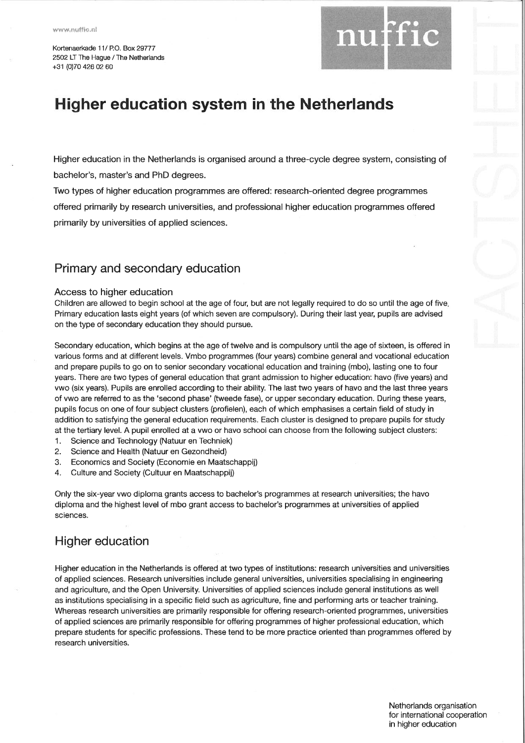www.nuffic.nl

Kortenaerkade 11/ P.O. Box 29777
2502 LT The Hague / The Netherlands
+31 (0)70 426 02 60

# Higher education system in the Netherlands

Higher education in the Netherlands is organised around a three-cycle degree system, consisting of bachelor's, master's and PhD degrees.

Two types of higher education programmes are offered: research-oriented degree programmes offered primarily by research universities, and professional higher education programmes offered primarily by universities of applied sciences.

## Primary and secondary education

### Access to higher education

Children are allowed to begin school at the age of four, but are not legally required to do so until the age of five. Primary education lasts eight years (of which seven are compulsory). During their last year, pupils are advised on the type of secondary education they should pursue.

Secondary education, which begins at the age of twelve and is compulsory until the age of sixteen, is offered in various forms and at different levels. Vmbo programmes (four years) combine general and vocational education and prepare pupils to go on to senior secondary vocational education and training (mbo), lasting one to four years. There are two types of general education that grant admission to higher education: havo (five years) and vwo (six years). Pupils are enrolled according to their ability. The last two years of havo and the last three years of vwo are referred to as the 'second phase' (tweede fase), or upper secondary education. During these years, pupils focus on one of four subject clusters (profielen), each of which emphasises a certain field of study in addition to satisfying the general education requirements. Each cluster is designed to prepare pupils for study at the tertiary level. A pupil enrolled at a vwo or havo school can choose from the following subject clusters:

1. Science and Technology (Natuur en Techniek)
2. Science and Health (Natuur en Gezondheid)
3. Economics and Society (Economie en Maatschappij)
4. Culture and Society (Cultuur en Maatschappij)

Only the six-year vwo diploma grants access to bachelor's programmes at research universities; the havo diploma and the highest level of mbo grant access to bachelor's programmes at universities of applied sciences.

## Higher education

Higher education in the Netherlands is offered at two types of institutions: research universities and universities of applied sciences. Research universities include general universities, universities specialising in engineering and agriculture, and the Open University. Universities of applied sciences include general institutions as well as institutions specialising in a specific field such as agriculture, fine and performing arts or teacher training. Whereas research universities are primarily responsible for offering research-oriented programmes, universities of applied sciences are primarily responsible for offering programmes of higher professional education, which prepare students for specific professions. These tend to be more practice oriented than programmes offered by research universities.

Netherlands organisation for international cooperation in higher education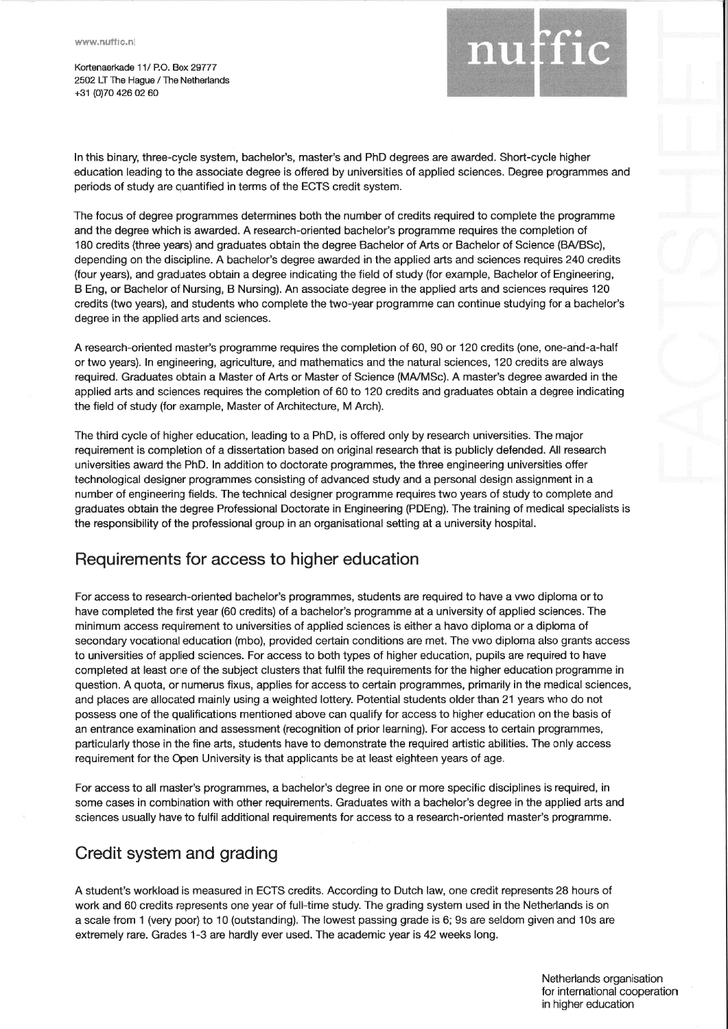In this binary, three-cycle system, bachelor's, master's and PhD degrees are awarded. Short-cycle higher education leading to the associate degree is offered by universities of applied sciences. Degree programmes and periods of study are quantified in terms of the ECTS credit system.

The focus of degree programmes determines both the number of credits required to complete the programme and the degree which is awarded. A research-oriented bachelor's programme requires the completion of 180 credits (three years) and graduates obtain the degree Bachelor of Arts or Bachelor of Science (BA/BSc), depending on the discipline. A bachelor's degree awarded in the applied arts and sciences requires 240 credits (four years), and graduates obtain a degree indicating the field of study (for example, Bachelor of Engineering, B Eng, or Bachelor of Nursing, B Nursing). An associate degree in the applied arts and sciences requires 120 credits (two years), and students who complete the two-year programme can continue studying for a bachelor's degree in the applied arts and sciences.

A research-oriented master's programme requires the completion of 60, 90 or 120 credits (one, one-and-a-half or two years). In engineering, agriculture, and mathematics and the natural sciences, 120 credits are always required. Graduates obtain a Master of Arts or Master of Science (MA/MSc). A master's degree awarded in the applied arts and sciences requires the completion of 60 to 120 credits and graduates obtain a degree indicating the field of study (for example, Master of Architecture, M Arch).

The third cycle of higher education, leading to a PhD, is offered only by research universities. The major requirement is completion of a dissertation based on original research that is publicly defended. All research universities award the PhD. In addition to doctorate programmes, the three engineering universities offer technological designer programmes consisting of advanced study and a personal design assignment in a number of engineering fields. The technical designer programme requires two years of study to complete and graduates obtain the degree Professional Doctorate in Engineering (PDEng). The training of medical specialists is the responsibility of the professional group in an organisational setting at a university hospital.

## Requirements for access to higher education

For access to research-oriented bachelor's programmes, students are required to have a vwo diploma or to have completed the first year (60 credits) of a bachelor's programme at a university of applied sciences. The minimum access requirement to universities of applied sciences is either a havo diploma or a diploma of secondary vocational education (mbo), provided certain conditions are met. The vwo diploma also grants access to universities of applied sciences. For access to both types of higher education, pupils are required to have completed at least one of the subject clusters that fulfil the requirements for the higher education programme in question. A quota, or numerus fixus, applies for access to certain programmes, primarily in the medical sciences, and places are allocated mainly using a weighted lottery. Potential students older than 21 years who do not possess one of the qualifications mentioned above can qualify for access to higher education on the basis of an entrance examination and assessment (recognition of prior learning). For access to certain programmes, particularly those in the fine arts, students have to demonstrate the required artistic abilities. The only access requirement for the Open University is that applicants be at least eighteen years of age.

For access to all master's programmes, a bachelor's degree in one or more specific disciplines is required, in some cases in combination with other requirements. Graduates with a bachelor's degree in the applied arts and sciences usually have to fulfil additional requirements for access to a research-oriented master's programme.

## Credit system and grading

A student's workload is measured in ECTS credits. According to Dutch law, one credit represents 28 hours of work and 60 credits represents one year of full-time study. The grading system used in the Netherlands is on a scale from 1 (very poor) to 10 (outstanding). The lowest passing grade is 6; 9s are seldom given and 10s are extremely rare. Grades 1-3 are hardly ever used. The academic year is 42 weeks long.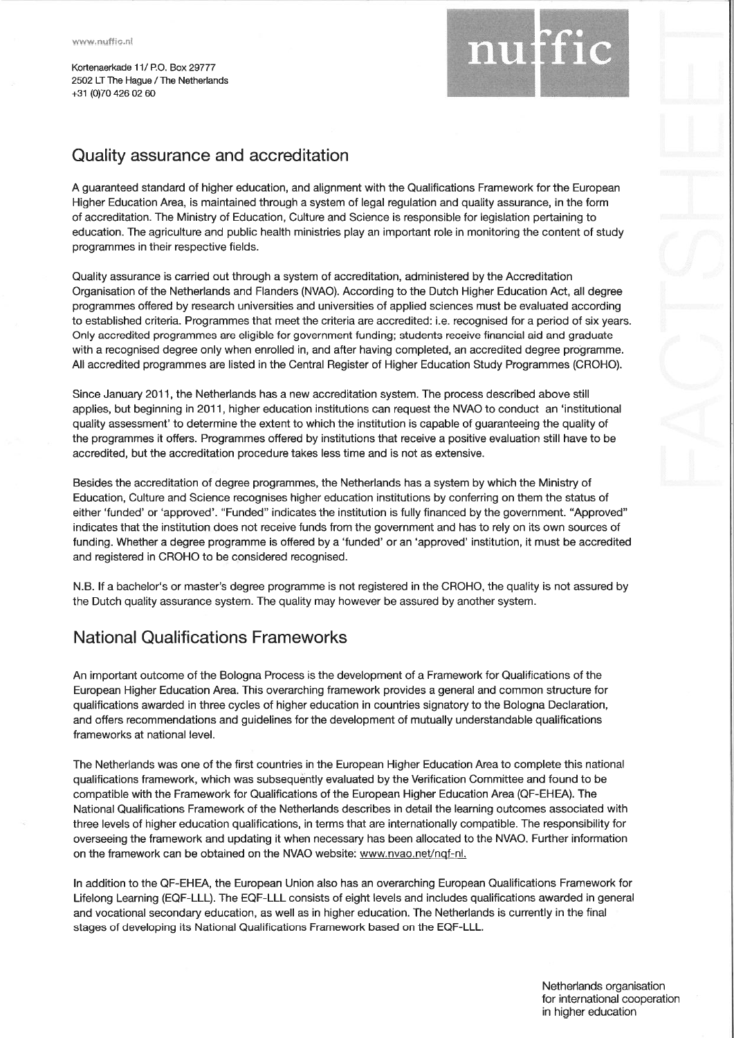## Quality assurance and accreditation

A guaranteed standard of higher education, and alignment with the Qualifications Framework for the European Higher Education Area, is maintained through a system of legal regulation and quality assurance, in the form of accreditation. The Ministry of Education, Culture and Science is responsible for legislation pertaining to education. The agriculture and public health ministries play an important role in monitoring the content of study programmes in their respective fields.

Quality assurance is carried out through a system of accreditation, administered by the Accreditation Organisation of the Netherlands and Flanders (NVAO). According to the Dutch Higher Education Act, all degree programmes offered by research universities and universities of applied sciences must be evaluated according to established criteria. Programmes that meet the criteria are accredited: i.e. recognised for a period of six years. Only accredited programmes are eligible for government funding; students receive financial aid and graduate with a recognised degree only when enrolled in, and after having completed, an accredited degree programme. All accredited programmes are listed in the Central Register of Higher Education Study Programmes (CROHO).

Since January 2011, the Netherlands has a new accreditation system. The process described above still applies, but beginning in 2011, higher education institutions can request the NVAO to conduct an 'institutional quality assessment' to determine the extent to which the institution is capable of guaranteeing the quality of the programmes it offers. Programmes offered by institutions that receive a positive evaluation still have to be accredited, but the accreditation procedure takes less time and is not as extensive.

Besides the accreditation of degree programmes, the Netherlands has a system by which the Ministry of Education, Culture and Science recognises higher education institutions by conferring on them the status of either 'funded' or 'approved'. "Funded" indicates the institution is fully financed by the government. "Approved" indicates that the institution does not receive funds from the government and has to rely on its own sources of funding. Whether a degree programme is offered by a 'funded' or an 'approved' institution, it must be accredited and registered in CROHO to be considered recognised.

N.B. If a bachelor's or master's degree programme is not registered in the CROHO, the quality is not assured by the Dutch quality assurance system. The quality may however be assured by another system.

## National Qualifications Frameworks

An important outcome of the Bologna Process is the development of a Framework for Qualifications of the European Higher Education Area. This overarching framework provides a general and common structure for qualifications awarded in three cycles of higher education in countries signatory to the Bologna Declaration, and offers recommendations and guidelines for the development of mutually understandable qualifications frameworks at national level.

The Netherlands was one of the first countries in the European Higher Education Area to complete this national qualifications framework, which was subsequently evaluated by the Verification Committee and found to be compatible with the Framework for Qualifications of the European Higher Education Area (QF-EHEA). The National Qualifications Framework of the Netherlands describes in detail the learning outcomes associated with three levels of higher education qualifications, in terms that are internationally compatible. The responsibility for overseeing the framework and updating it when necessary has been allocated to the NVAO. Further information on the framework can be obtained on the NVAO website: www.nvao.net/nqf-nl.

In addition to the QF-EHEA, the European Union also has an overarching European Qualifications Framework for Lifelong Learning (EQF-LLL). The EQF-LLL consists of eight levels and includes qualifications awarded in general and vocational secondary education, as well as in higher education. The Netherlands is currently in the final stages of developing its National Qualifications Framework based on the EQF-LLL.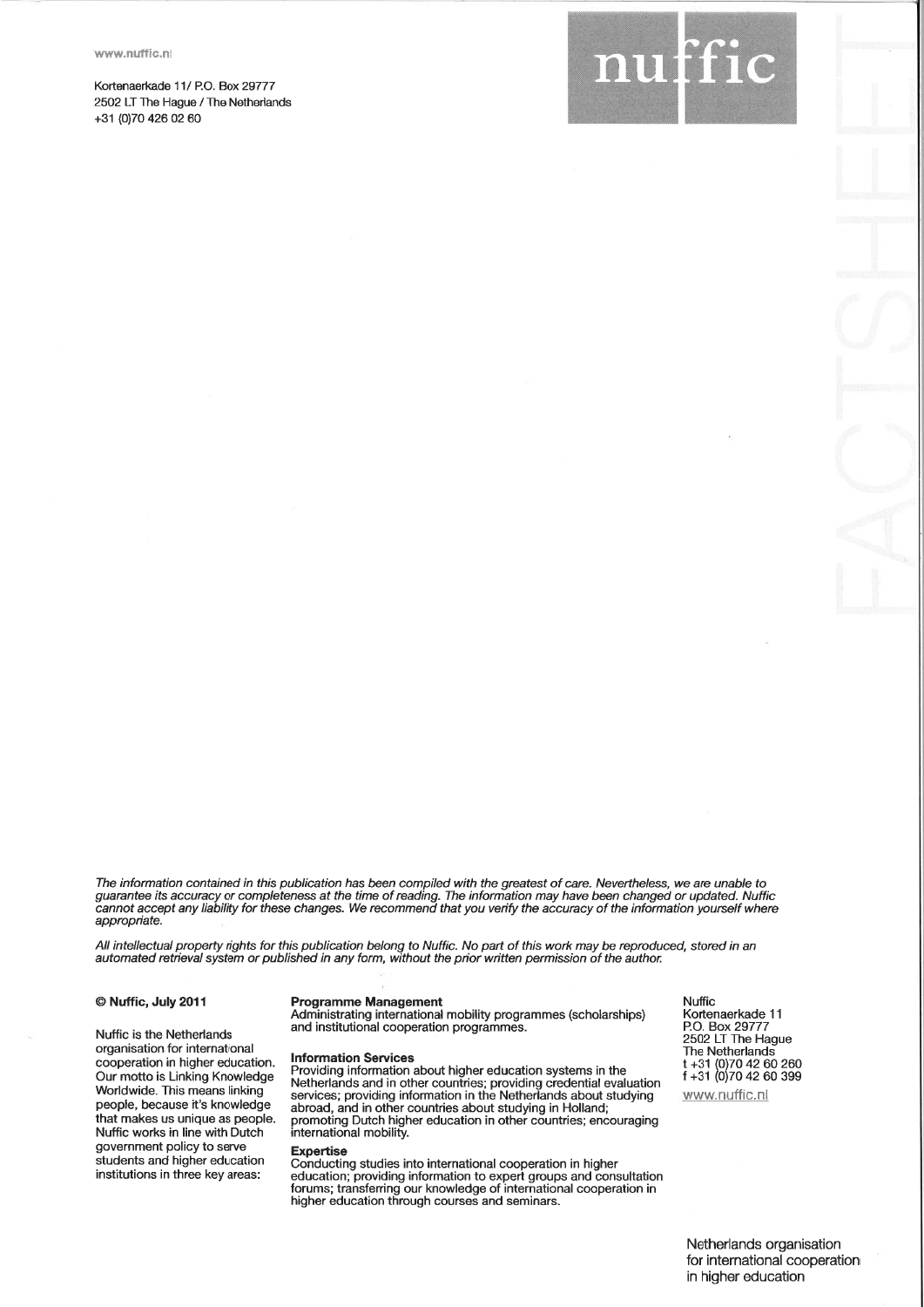www.nuffic.nl

Kortenaerkade 11/ P.O. Box 29777
2502 LT The Hague / The Netherlands
+31 (0)70 426 02 60

nuffic

FACTSHEET

*The information contained in this publication has been compiled with the greatest of care. Nevertheless, we are unable to guarantee its accuracy or completeness at the time of reading. The information may have been changed or updated. Nuffic cannot accept any liability for these changes. We recommend that you verify the accuracy of the information yourself where appropriate.*

*All intellectual property rights for this publication belong to Nuffic. No part of this work may be reproduced, stored in an automated retrieval system or published in any form, without the prior written permission of the author.*

**© Nuffic, July 2011**

Nuffic is the Netherlands organisation for international cooperation in higher education. Our motto is Linking Knowledge Worldwide. This means linking people, because it's knowledge that makes us unique as people. Nuffic works in line with Dutch government policy to serve students and higher education institutions in three key areas:

**Programme Management**
Administrating international mobility programmes (scholarships) and institutional cooperation programmes.

**Information Services**
Providing information about higher education systems in the Netherlands and in other countries; providing credential evaluation services; providing information in the Netherlands about studying abroad, and in other countries about studying in Holland; promoting Dutch higher education in other countries; encouraging international mobility.

**Expertise**
Conducting studies into international cooperation in higher education; providing information to expert groups and consultation forums; transferring our knowledge of international cooperation in higher education through courses and seminars.

Nuffic
Kortenaerkade 11
P.O. Box 29777
2502 LT The Hague
The Netherlands
t +31 (0)70 42 60 260
f +31 (0)70 42 60 399
www.nuffic.nl

Netherlands organisation for international cooperation in higher education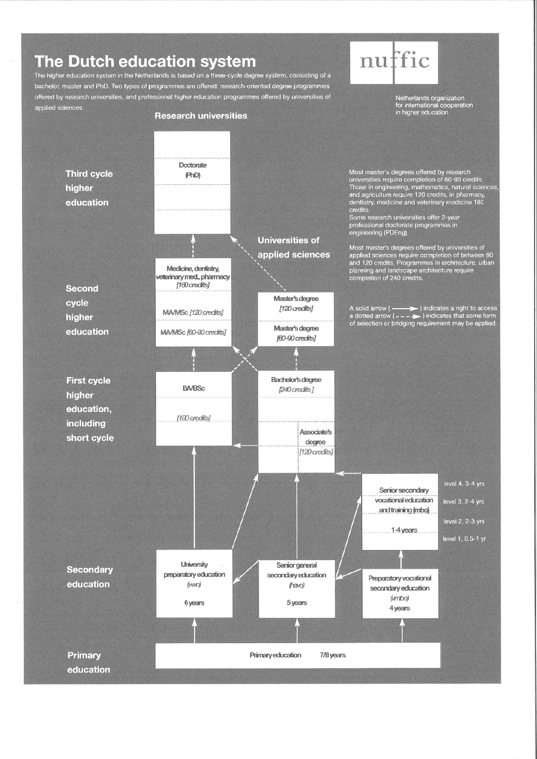# The Dutch education system

The higher education system in the Netherlands is based on a three-cycle degree system, consisting of a bachelor, master and PhD. Two types of programmes are offered: research-oriented degree programmes offered by research universities, and professional higher education programmes offered by universities of applied sciences.

nuffic

Netherlands organization for international cooperation in higher education

Most master's degrees offered by research universities require completion of 60-90 credits. Those in engineering, mathematics, natural sciences, and agriculture require 120 credits, in pharmacy, dentistry, medicine and veterinary medicine 180 credits.
Some research universities offer 2-year professional doctorate programmes in engineering (PDEng).

Most master's degrees offered by universities of applied sciences require completion of between 60 and 120 credits. Programmes in architecture, urban planning and landscape architecture require completion of 240 credits.

A solid arrow (⟶) indicates a right to access
a dotted arrow (- - -▸) indicates that some form of selection or bridging requirement may be applied.

Research universities

Universities of applied sciences

Third cycle higher education

Doctorate (PhD)

Second cycle higher education

Medicine, dentistry, veterinary med., pharmacy [180 credits]

MA/MSc [120 credits]

MA/MSc [60-90 credits]

Master's degree [120 credits]

Master's degree [60-90 credits]

First cycle higher education, including short cycle

BA/BSc

[180 credits]

Bachelor's degree [240 credits]

Associate's degree [120 credits]

Senior secondary vocational education and training (mbo)

1-4 years

level 4, 3-4 yrs

level 3, 2-4 yrs

level 2, 2-3 yrs

level 1, 0.5-1 yr

Secondary education

University preparatory education (vwo)

6 years

Senior general secondary education (havo)

5 years

Preparatory vocational secondary education (vmbo)

4 years

Primary education

Primary education 7/8 years